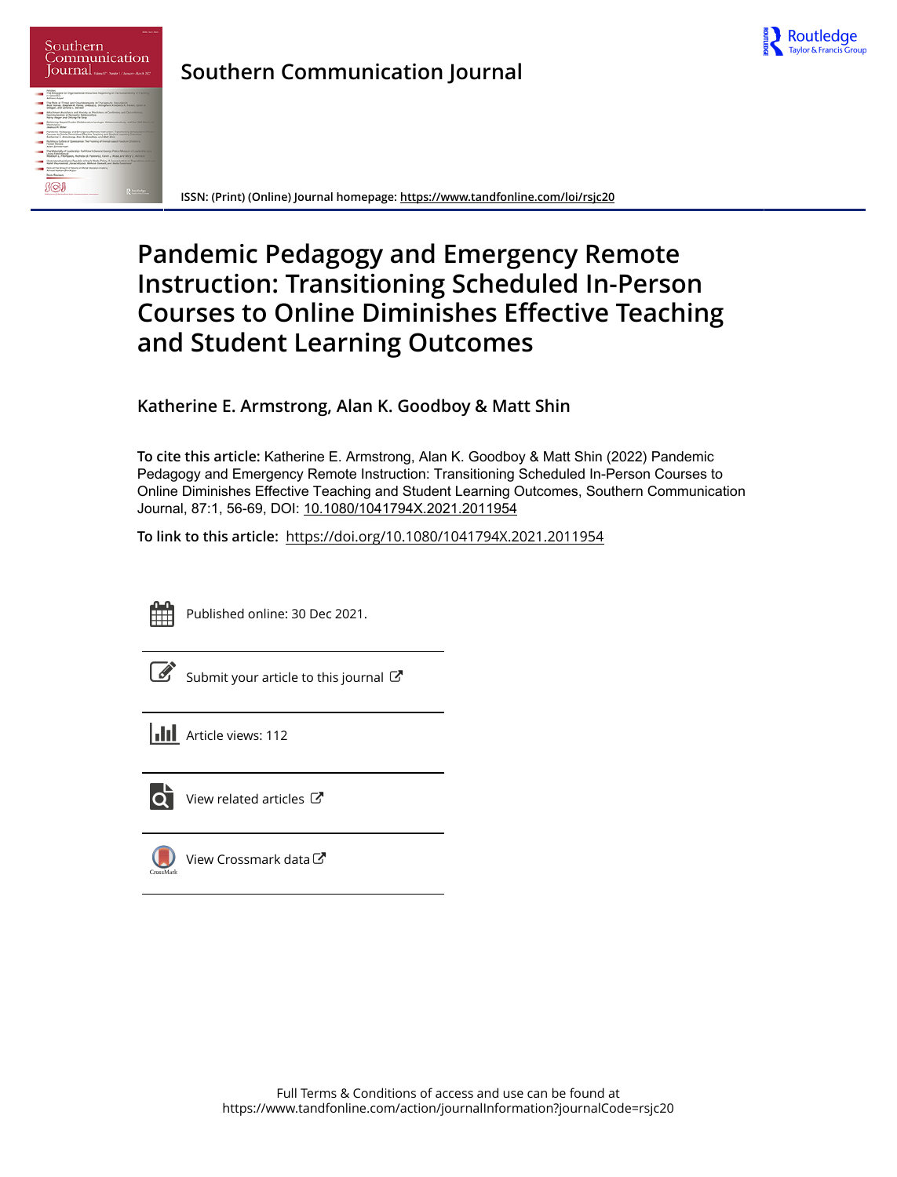Southern Communication Journal

ISSN: (Print) (Online) Journal homepage: https://www.tandfonline.com/loi/rsjc20

# Pandemic Pedagogy and Emergency Remote Instruction: Transitioning Scheduled In-Person Courses to Online Diminishes Effective Teaching and Student Learning Outcomes

**Katherine E. Armstrong, Alan K. Goodboy & Matt Shin**

**To cite this article:** Katherine E. Armstrong, Alan K. Goodboy & Matt Shin (2022) Pandemic Pedagogy and Emergency Remote Instruction: Transitioning Scheduled In-Person Courses to Online Diminishes Effective Teaching and Student Learning Outcomes, Southern Communication Journal, 87:1, 56-69, DOI: 10.1080/1041794X.2021.2011954

**To link to this article:** https://doi.org/10.1080/1041794X.2021.2011954

Published online: 30 Dec 2021.

Submit your article to this journal

Article views: 112

View related articles

View Crossmark data

Full Terms & Conditions of access and use can be found at
https://www.tandfonline.com/action/journalInformation?journalCode=rsjc20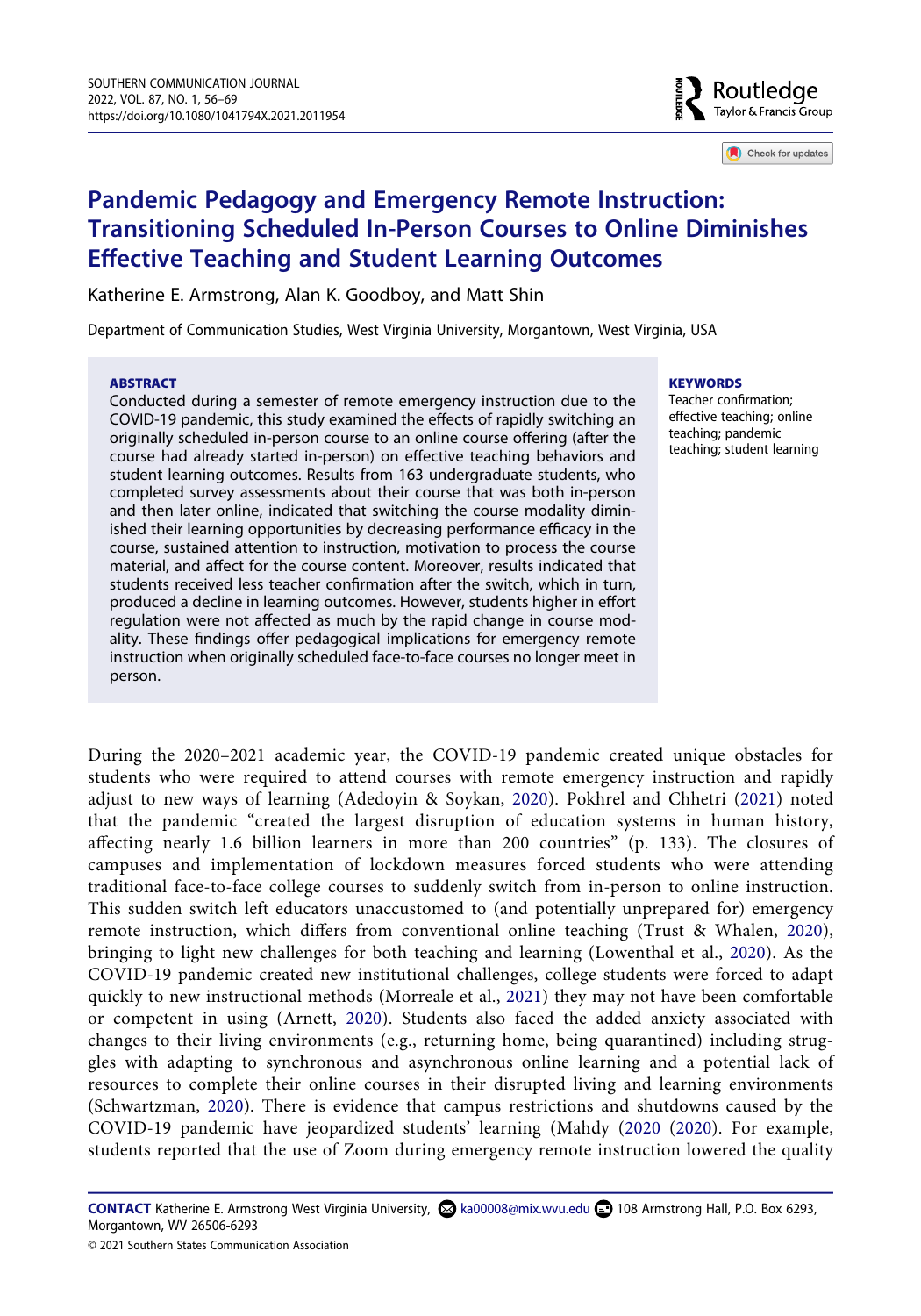# Pandemic Pedagogy and Emergency Remote Instruction: Transitioning Scheduled In-Person Courses to Online Diminishes Effective Teaching and Student Learning Outcomes

Katherine E. Armstrong, Alan K. Goodboy, and Matt Shin

Department of Communication Studies, West Virginia University, Morgantown, West Virginia, USA

**ABSTRACT**

Conducted during a semester of remote emergency instruction due to the COVID-19 pandemic, this study examined the effects of rapidly switching an originally scheduled in-person course to an online course offering (after the course had already started in-person) on effective teaching behaviors and student learning outcomes. Results from 163 undergraduate students, who completed survey assessments about their course that was both in-person and then later online, indicated that switching the course modality diminished their learning opportunities by decreasing performance efficacy in the course, sustained attention to instruction, motivation to process the course material, and affect for the course content. Moreover, results indicated that students received less teacher confirmation after the switch, which in turn, produced a decline in learning outcomes. However, students higher in effort regulation were not affected as much by the rapid change in course modality. These findings offer pedagogical implications for emergency remote instruction when originally scheduled face-to-face courses no longer meet in person.

**KEYWORDS**

Teacher confirmation; effective teaching; online teaching; pandemic teaching; student learning

During the 2020–2021 academic year, the COVID-19 pandemic created unique obstacles for students who were required to attend courses with remote emergency instruction and rapidly adjust to new ways of learning (Adedoyin & Soykan, 2020). Pokhrel and Chhetri (2021) noted that the pandemic "created the largest disruption of education systems in human history, affecting nearly 1.6 billion learners in more than 200 countries" (p. 133). The closures of campuses and implementation of lockdown measures forced students who were attending traditional face-to-face college courses to suddenly switch from in-person to online instruction. This sudden switch left educators unaccustomed to (and potentially unprepared for) emergency remote instruction, which differs from conventional online teaching (Trust & Whalen, 2020), bringing to light new challenges for both teaching and learning (Lowenthal et al., 2020). As the COVID-19 pandemic created new institutional challenges, college students were forced to adapt quickly to new instructional methods (Morreale et al., 2021) they may not have been comfortable or competent in using (Arnett, 2020). Students also faced the added anxiety associated with changes to their living environments (e.g., returning home, being quarantined) including struggles with adapting to synchronous and asynchronous online learning and a potential lack of resources to complete their online courses in their disrupted living and learning environments (Schwartzman, 2020). There is evidence that campus restrictions and shutdowns caused by the COVID-19 pandemic have jeopardized students' learning (Mahdy (2020 (2020). For example, students reported that the use of Zoom during emergency remote instruction lowered the quality

**CONTACT** Katherine E. Armstrong West Virginia University, ka00008@mix.wvu.edu 108 Armstrong Hall, P.O. Box 6293, Morgantown, WV 26506-6293

© 2021 Southern States Communication Association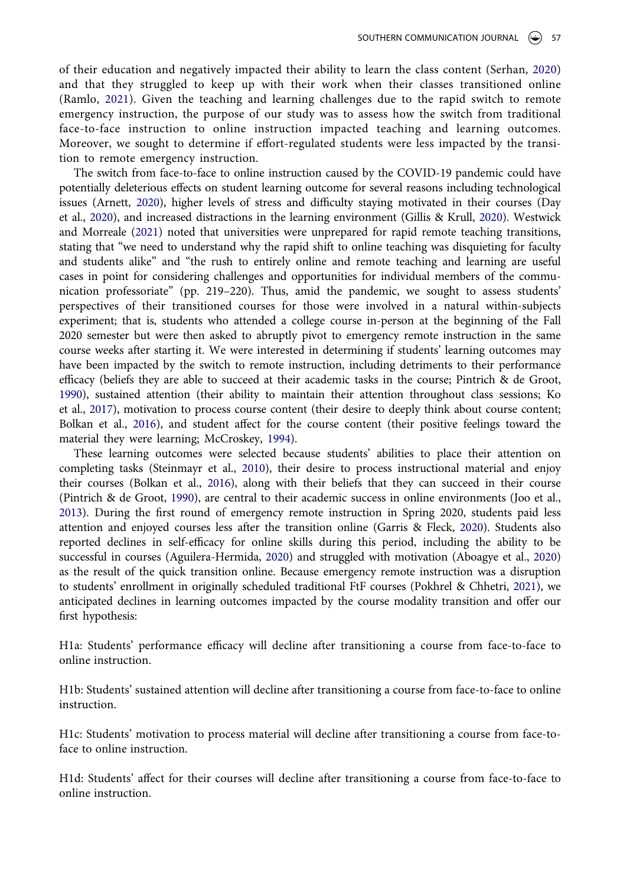of their education and negatively impacted their ability to learn the class content (Serhan, 2020) and that they struggled to keep up with their work when their classes transitioned online (Ramlo, 2021). Given the teaching and learning challenges due to the rapid switch to remote emergency instruction, the purpose of our study was to assess how the switch from traditional face-to-face instruction to online instruction impacted teaching and learning outcomes. Moreover, we sought to determine if effort-regulated students were less impacted by the transition to remote emergency instruction.

The switch from face-to-face to online instruction caused by the COVID-19 pandemic could have potentially deleterious effects on student learning outcome for several reasons including technological issues (Arnett, 2020), higher levels of stress and difficulty staying motivated in their courses (Day et al., 2020), and increased distractions in the learning environment (Gillis & Krull, 2020). Westwick and Morreale (2021) noted that universities were unprepared for rapid remote teaching transitions, stating that "we need to understand why the rapid shift to online teaching was disquieting for faculty and students alike" and "the rush to entirely online and remote teaching and learning are useful cases in point for considering challenges and opportunities for individual members of the communication professoriate" (pp. 219–220). Thus, amid the pandemic, we sought to assess students' perspectives of their transitioned courses for those were involved in a natural within-subjects experiment; that is, students who attended a college course in-person at the beginning of the Fall 2020 semester but were then asked to abruptly pivot to emergency remote instruction in the same course weeks after starting it. We were interested in determining if students' learning outcomes may have been impacted by the switch to remote instruction, including detriments to their performance efficacy (beliefs they are able to succeed at their academic tasks in the course; Pintrich & de Groot, 1990), sustained attention (their ability to maintain their attention throughout class sessions; Ko et al., 2017), motivation to process course content (their desire to deeply think about course content; Bolkan et al., 2016), and student affect for the course content (their positive feelings toward the material they were learning; McCroskey, 1994).

These learning outcomes were selected because students' abilities to place their attention on completing tasks (Steinmayr et al., 2010), their desire to process instructional material and enjoy their courses (Bolkan et al., 2016), along with their beliefs that they can succeed in their course (Pintrich & de Groot, 1990), are central to their academic success in online environments (Joo et al., 2013). During the first round of emergency remote instruction in Spring 2020, students paid less attention and enjoyed courses less after the transition online (Garris & Fleck, 2020). Students also reported declines in self-efficacy for online skills during this period, including the ability to be successful in courses (Aguilera-Hermida, 2020) and struggled with motivation (Aboagye et al., 2020) as the result of the quick transition online. Because emergency remote instruction was a disruption to students' enrollment in originally scheduled traditional FtF courses (Pokhrel & Chhetri, 2021), we anticipated declines in learning outcomes impacted by the course modality transition and offer our first hypothesis:

H1a: Students' performance efficacy will decline after transitioning a course from face-to-face to online instruction.

H1b: Students' sustained attention will decline after transitioning a course from face-to-face to online instruction.

H1c: Students' motivation to process material will decline after transitioning a course from face-to-face to online instruction.

H1d: Students' affect for their courses will decline after transitioning a course from face-to-face to online instruction.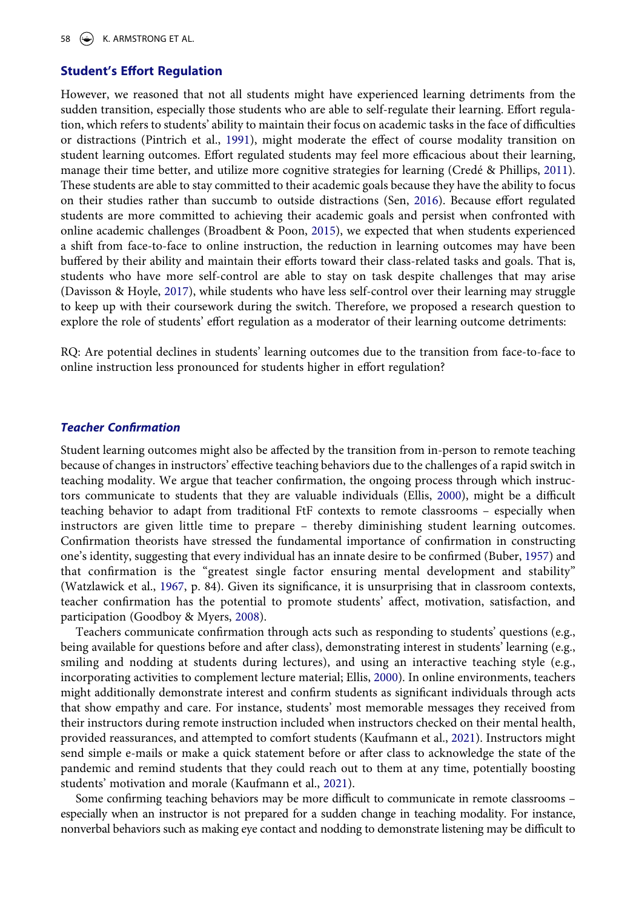### Student's Effort Regulation

However, we reasoned that not all students might have experienced learning detriments from the sudden transition, especially those students who are able to self-regulate their learning. Effort regulation, which refers to students' ability to maintain their focus on academic tasks in the face of difficulties or distractions (Pintrich et al., 1991), might moderate the effect of course modality transition on student learning outcomes. Effort regulated students may feel more efficacious about their learning, manage their time better, and utilize more cognitive strategies for learning (Credé & Phillips, 2011). These students are able to stay committed to their academic goals because they have the ability to focus on their studies rather than succumb to outside distractions (Sen, 2016). Because effort regulated students are more committed to achieving their academic goals and persist when confronted with online academic challenges (Broadbent & Poon, 2015), we expected that when students experienced a shift from face-to-face to online instruction, the reduction in learning outcomes may have been buffered by their ability and maintain their efforts toward their class-related tasks and goals. That is, students who have more self-control are able to stay on task despite challenges that may arise (Davisson & Hoyle, 2017), while students who have less self-control over their learning may struggle to keep up with their coursework during the switch. Therefore, we proposed a research question to explore the role of students' effort regulation as a moderator of their learning outcome detriments:

RQ: Are potential declines in students' learning outcomes due to the transition from face-to-face to online instruction less pronounced for students higher in effort regulation?

#### *Teacher Confirmation*

Student learning outcomes might also be affected by the transition from in-person to remote teaching because of changes in instructors' effective teaching behaviors due to the challenges of a rapid switch in teaching modality. We argue that teacher confirmation, the ongoing process through which instructors communicate to students that they are valuable individuals (Ellis, 2000), might be a difficult teaching behavior to adapt from traditional FtF contexts to remote classrooms – especially when instructors are given little time to prepare – thereby diminishing student learning outcomes. Confirmation theorists have stressed the fundamental importance of confirmation in constructing one's identity, suggesting that every individual has an innate desire to be confirmed (Buber, 1957) and that confirmation is the "greatest single factor ensuring mental development and stability" (Watzlawick et al., 1967, p. 84). Given its significance, it is unsurprising that in classroom contexts, teacher confirmation has the potential to promote students' affect, motivation, satisfaction, and participation (Goodboy & Myers, 2008).

Teachers communicate confirmation through acts such as responding to students' questions (e.g., being available for questions before and after class), demonstrating interest in students' learning (e.g., smiling and nodding at students during lectures), and using an interactive teaching style (e.g., incorporating activities to complement lecture material; Ellis, 2000). In online environments, teachers might additionally demonstrate interest and confirm students as significant individuals through acts that show empathy and care. For instance, students' most memorable messages they received from their instructors during remote instruction included when instructors checked on their mental health, provided reassurances, and attempted to comfort students (Kaufmann et al., 2021). Instructors might send simple e-mails or make a quick statement before or after class to acknowledge the state of the pandemic and remind students that they could reach out to them at any time, potentially boosting students' motivation and morale (Kaufmann et al., 2021).

Some confirming teaching behaviors may be more difficult to communicate in remote classrooms – especially when an instructor is not prepared for a sudden change in teaching modality. For instance, nonverbal behaviors such as making eye contact and nodding to demonstrate listening may be difficult to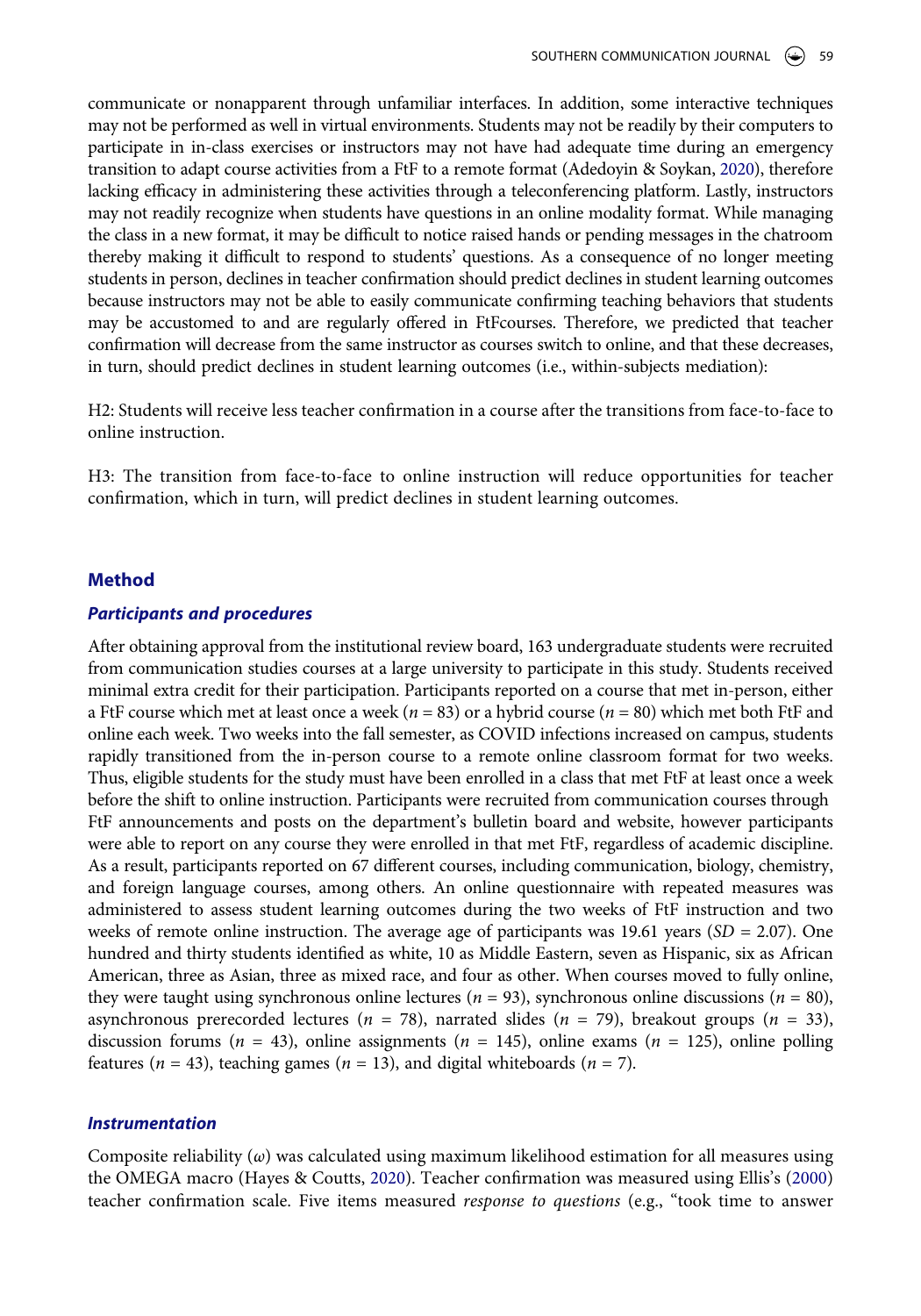communicate or nonapparent through unfamiliar interfaces. In addition, some interactive techniques may not be performed as well in virtual environments. Students may not be readily by their computers to participate in in-class exercises or instructors may not have had adequate time during an emergency transition to adapt course activities from a FtF to a remote format (Adedoyin & Soykan, 2020), therefore lacking efficacy in administering these activities through a teleconferencing platform. Lastly, instructors may not readily recognize when students have questions in an online modality format. While managing the class in a new format, it may be difficult to notice raised hands or pending messages in the chatroom thereby making it difficult to respond to students' questions. As a consequence of no longer meeting students in person, declines in teacher confirmation should predict declines in student learning outcomes because instructors may not be able to easily communicate confirming teaching behaviors that students may be accustomed to and are regularly offered in FtFcourses. Therefore, we predicted that teacher confirmation will decrease from the same instructor as courses switch to online, and that these decreases, in turn, should predict declines in student learning outcomes (i.e., within-subjects mediation):

H2: Students will receive less teacher confirmation in a course after the transitions from face-to-face to online instruction.

H3: The transition from face-to-face to online instruction will reduce opportunities for teacher confirmation, which in turn, will predict declines in student learning outcomes.

## Method

### *Participants and procedures*

After obtaining approval from the institutional review board, 163 undergraduate students were recruited from communication studies courses at a large university to participate in this study. Students received minimal extra credit for their participation. Participants reported on a course that met in-person, either a FtF course which met at least once a week ($n$ = 83) or a hybrid course ($n$ = 80) which met both FtF and online each week. Two weeks into the fall semester, as COVID infections increased on campus, students rapidly transitioned from the in-person course to a remote online classroom format for two weeks. Thus, eligible students for the study must have been enrolled in a class that met FtF at least once a week before the shift to online instruction. Participants were recruited from communication courses through FtF announcements and posts on the department's bulletin board and website, however participants were able to report on any course they were enrolled in that met FtF, regardless of academic discipline. As a result, participants reported on 67 different courses, including communication, biology, chemistry, and foreign language courses, among others. An online questionnaire with repeated measures was administered to assess student learning outcomes during the two weeks of FtF instruction and two weeks of remote online instruction. The average age of participants was 19.61 years ($SD$ = 2.07). One hundred and thirty students identified as white, 10 as Middle Eastern, seven as Hispanic, six as African American, three as Asian, three as mixed race, and four as other. When courses moved to fully online, they were taught using synchronous online lectures ($n$ = 93), synchronous online discussions ($n$ = 80), asynchronous prerecorded lectures ($n$ = 78), narrated slides ($n$ = 79), breakout groups ($n$ = 33), discussion forums ($n$ = 43), online assignments ($n$ = 145), online exams ($n$ = 125), online polling features ($n$ = 43), teaching games ($n$ = 13), and digital whiteboards ($n$ = 7).

### *Instrumentation*

Composite reliability ($\omega$) was calculated using maximum likelihood estimation for all measures using the OMEGA macro (Hayes & Coutts, 2020). Teacher confirmation was measured using Ellis's (2000) teacher confirmation scale. Five items measured *response to questions* (e.g., "took time to answer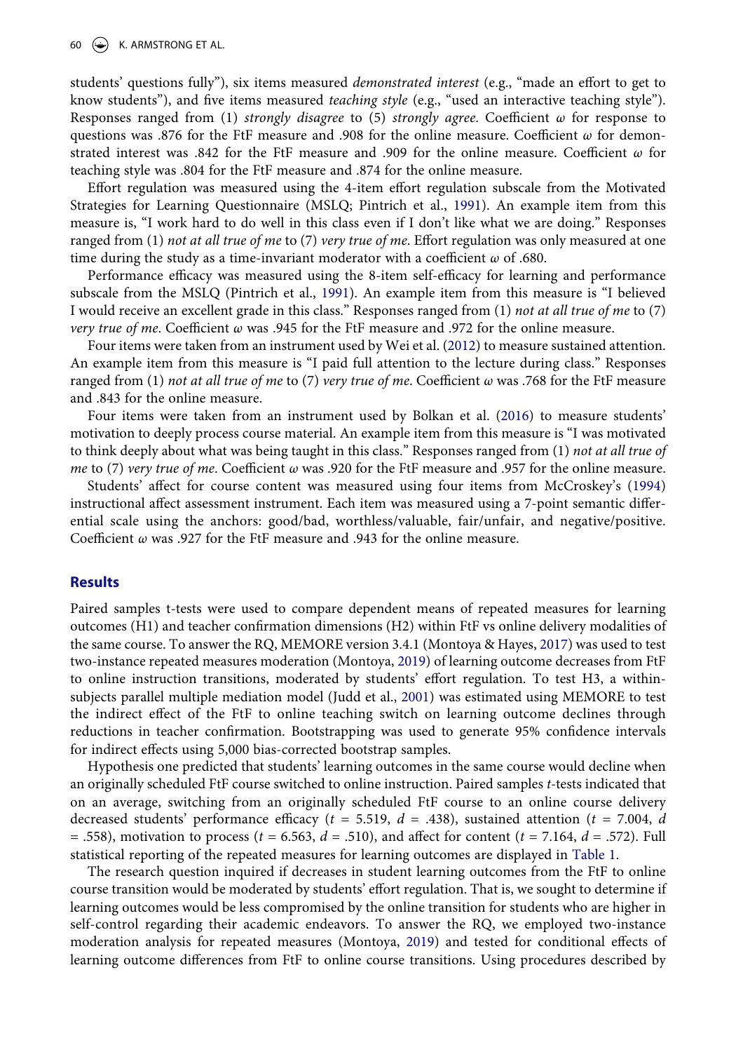students' questions fully"), six items measured *demonstrated interest* (e.g., "made an effort to get to know students"), and five items measured *teaching style* (e.g., "used an interactive teaching style"). Responses ranged from (1) *strongly disagree* to (5) *strongly agree*. Coefficient $\omega$ for response to questions was .876 for the FtF measure and .908 for the online measure. Coefficient $\omega$ for demonstrated interest was .842 for the FtF measure and .909 for the online measure. Coefficient $\omega$ for teaching style was .804 for the FtF measure and .874 for the online measure.

Effort regulation was measured using the 4-item effort regulation subscale from the Motivated Strategies for Learning Questionnaire (MSLQ; Pintrich et al., 1991). An example item from this measure is, "I work hard to do well in this class even if I don't like what we are doing." Responses ranged from (1) *not at all true of me* to (7) *very true of me*. Effort regulation was only measured at one time during the study as a time-invariant moderator with a coefficient $\omega$ of .680.

Performance efficacy was measured using the 8-item self-efficacy for learning and performance subscale from the MSLQ (Pintrich et al., 1991). An example item from this measure is "I believed I would receive an excellent grade in this class." Responses ranged from (1) *not at all true of me* to (7) *very true of me*. Coefficient $\omega$ was .945 for the FtF measure and .972 for the online measure.

Four items were taken from an instrument used by Wei et al. (2012) to measure sustained attention. An example item from this measure is "I paid full attention to the lecture during class." Responses ranged from (1) *not at all true of me* to (7) *very true of me*. Coefficient $\omega$ was .768 for the FtF measure and .843 for the online measure.

Four items were taken from an instrument used by Bolkan et al. (2016) to measure students' motivation to deeply process course material. An example item from this measure is "I was motivated to think deeply about what was being taught in this class." Responses ranged from (1) *not at all true of me* to (7) *very true of me*. Coefficient $\omega$ was .920 for the FtF measure and .957 for the online measure.

Students' affect for course content was measured using four items from McCroskey's (1994) instructional affect assessment instrument. Each item was measured using a 7-point semantic differential scale using the anchors: good/bad, worthless/valuable, fair/unfair, and negative/positive. Coefficient $\omega$ was .927 for the FtF measure and .943 for the online measure.

## Results

Paired samples t-tests were used to compare dependent means of repeated measures for learning outcomes (H1) and teacher confirmation dimensions (H2) within FtF vs online delivery modalities of the same course. To answer the RQ, MEMORE version 3.4.1 (Montoya & Hayes, 2017) was used to test two-instance repeated measures moderation (Montoya, 2019) of learning outcome decreases from FtF to online instruction transitions, moderated by students' effort regulation. To test H3, a within-subjects parallel multiple mediation model (Judd et al., 2001) was estimated using MEMORE to test the indirect effect of the FtF to online teaching switch on learning outcome declines through reductions in teacher confirmation. Bootstrapping was used to generate 95% confidence intervals for indirect effects using 5,000 bias-corrected bootstrap samples.

Hypothesis one predicted that students' learning outcomes in the same course would decline when an originally scheduled FtF course switched to online instruction. Paired samples *t*-tests indicated that on an average, switching from an originally scheduled FtF course to an online course delivery decreased students' performance efficacy ($t$ = 5.519, $d$ = .438), sustained attention ($t$ = 7.004, $d$ = .558), motivation to process ($t$ = 6.563, $d$ = .510), and affect for content ($t$ = 7.164, $d$ = .572). Full statistical reporting of the repeated measures for learning outcomes are displayed in Table 1.

The research question inquired if decreases in student learning outcomes from the FtF to online course transition would be moderated by students' effort regulation. That is, we sought to determine if learning outcomes would be less compromised by the online transition for students who are higher in self-control regarding their academic endeavors. To answer the RQ, we employed two-instance moderation analysis for repeated measures (Montoya, 2019) and tested for conditional effects of learning outcome differences from FtF to online course transitions. Using procedures described by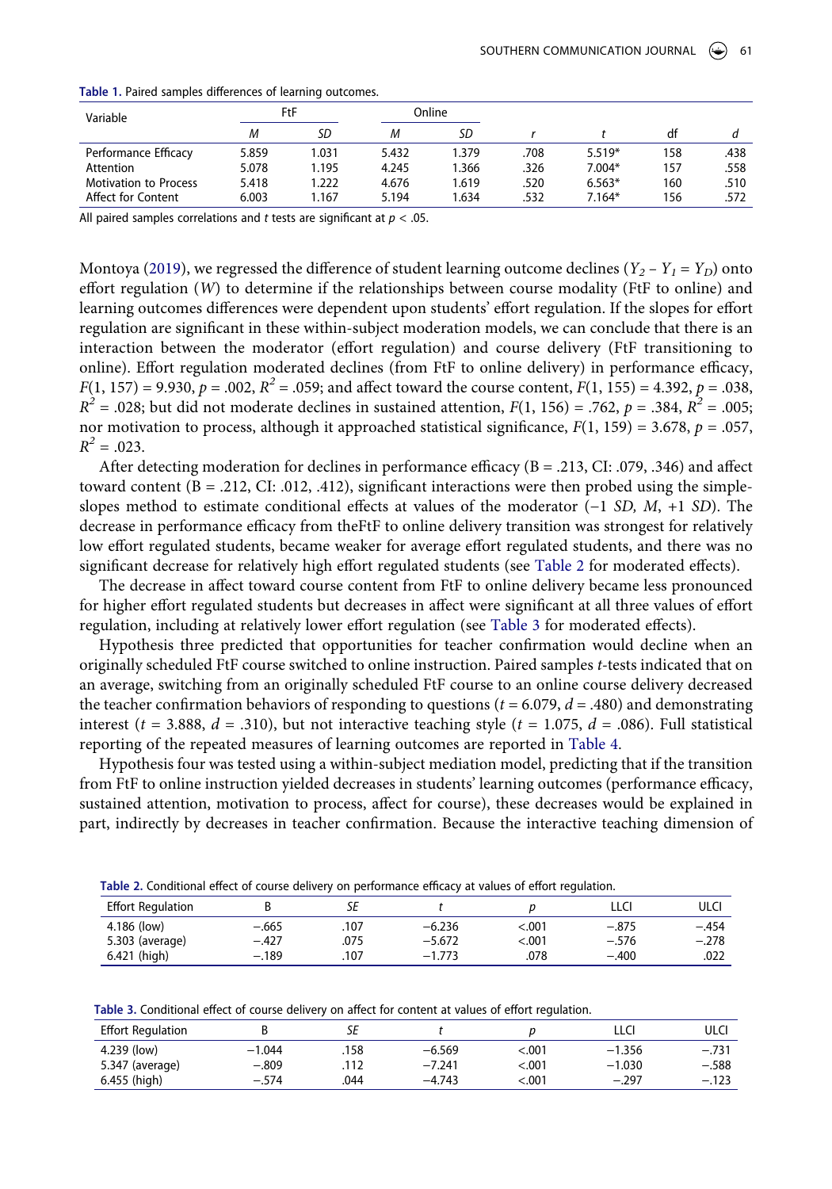**Table 1.** Paired samples differences of learning outcomes.

| Variable | FtF | | Online | | | | | |
|---|---|---|---|---|---|---|---|---|
| | *M* | *SD* | *M* | *SD* | *r* | *t* | df | *d* |
| Performance Efficacy | 5.859 | 1.031 | 5.432 | 1.379 | .708 | 5.519* | 158 | .438 |
| Attention | 5.078 | 1.195 | 4.245 | 1.366 | .326 | 7.004* | 157 | .558 |
| Motivation to Process | 5.418 | 1.222 | 4.676 | 1.619 | .520 | 6.563* | 160 | .510 |
| Affect for Content | 6.003 | 1.167 | 5.194 | 1.634 | .532 | 7.164* | 156 | .572 |

All paired samples correlations and *t* tests are significant at $p < .05$.

Montoya (2019), we regressed the difference of student learning outcome declines ($Y_2 - Y_1 = Y_D$) onto effort regulation ($W$) to determine if the relationships between course modality (FtF to online) and learning outcomes differences were dependent upon students' effort regulation. If the slopes for effort regulation are significant in these within-subject moderation models, we can conclude that there is an interaction between the moderator (effort regulation) and course delivery (FtF transitioning to online). Effort regulation moderated declines (from FtF to online delivery) in performance efficacy, $F(1, 157) = 9.930$, $p = .002$, $R^2 = .059$; and affect toward the course content, $F(1, 155) = 4.392$, $p = .038$, $R^2 = .028$; but did not moderate declines in sustained attention, $F(1, 156) = .762$, $p = .384$, $R^2 = .005$; nor motivation to process, although it approached statistical significance, $F(1, 159) = 3.678$, $p = .057$, $R^2 = .023$.

After detecting moderation for declines in performance efficacy (B = .213, CI: .079, .346) and affect toward content (B = .212, CI: .012, .412), significant interactions were then probed using the simple-slopes method to estimate conditional effects at values of the moderator (−1 *SD*, *M*, +1 *SD*). The decrease in performance efficacy from theFtF to online delivery transition was strongest for relatively low effort regulated students, became weaker for average effort regulated students, and there was no significant decrease for relatively high effort regulated students (see Table 2 for moderated effects).

The decrease in affect toward course content from FtF to online delivery became less pronounced for higher effort regulated students but decreases in affect were significant at all three values of effort regulation, including at relatively lower effort regulation (see Table 3 for moderated effects).

Hypothesis three predicted that opportunities for teacher confirmation would decline when an originally scheduled FtF course switched to online instruction. Paired samples *t*-tests indicated that on an average, switching from an originally scheduled FtF course to an online course delivery decreased the teacher confirmation behaviors of responding to questions ($t = 6.079$, $d = .480$) and demonstrating interest ($t = 3.888$, $d = .310$), but not interactive teaching style ($t = 1.075$, $d = .086$). Full statistical reporting of the repeated measures of learning outcomes are reported in Table 4.

Hypothesis four was tested using a within-subject mediation model, predicting that if the transition from FtF to online instruction yielded decreases in students' learning outcomes (performance efficacy, sustained attention, motivation to process, affect for course), these decreases would be explained in part, indirectly by decreases in teacher confirmation. Because the interactive teaching dimension of

**Table 2.** Conditional effect of course delivery on performance efficacy at values of effort regulation.

| Effort Regulation | B | *SE* | *t* | *p* | LLCI | ULCI |
|---|---|---|---|---|---|---|
| 4.186 (low) | −.665 | .107 | −6.236 | <.001 | −.875 | −.454 |
| 5.303 (average) | −.427 | .075 | −5.672 | <.001 | −.576 | −.278 |
| 6.421 (high) | −.189 | .107 | −1.773 | .078 | −.400 | .022 |

**Table 3.** Conditional effect of course delivery on affect for content at values of effort regulation.

| Effort Regulation | B | *SE* | *t* | *p* | LLCI | ULCI |
|---|---|---|---|---|---|---|
| 4.239 (low) | −1.044 | .158 | −6.569 | <.001 | −1.356 | −.731 |
| 5.347 (average) | −.809 | .112 | −7.241 | <.001 | −1.030 | −.588 |
| 6.455 (high) | −.574 | .044 | −4.743 | <.001 | −.297 | −.123 |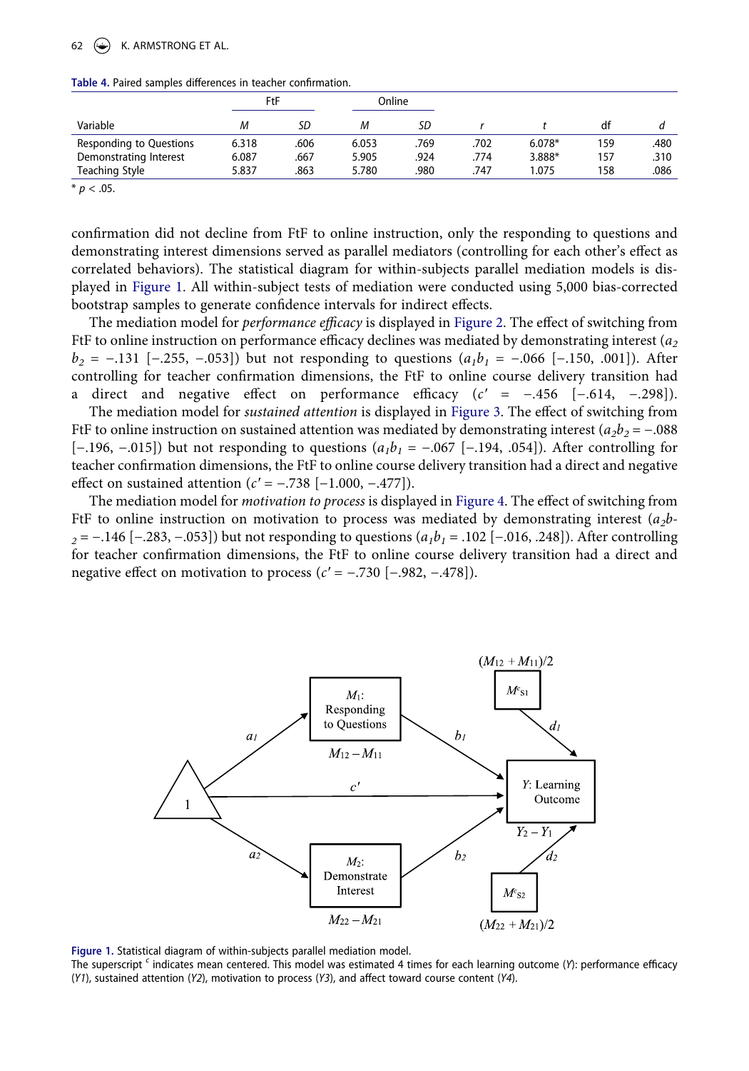**Table 4.** Paired samples differences in teacher confirmation.

| | FtF | | Online | | | | | |
|---|---|---|---|---|---|---|---|---|
| Variable | *M* | *SD* | *M* | *SD* | *r* | *t* | df | *d* |
| Responding to Questions | 6.318 | .606 | 6.053 | .769 | .702 | 6.078* | 159 | .480 |
| Demonstrating Interest | 6.087 | .667 | 5.905 | .924 | .774 | 3.888* | 157 | .310 |
| Teaching Style | 5.837 | .863 | 5.780 | .980 | .747 | 1.075 | 158 | .086 |

\* $p < .05$.

confirmation did not decline from FtF to online instruction, only the responding to questions and demonstrating interest dimensions served as parallel mediators (controlling for each other's effect as correlated behaviors). The statistical diagram for within-subjects parallel mediation models is displayed in Figure 1. All within-subject tests of mediation were conducted using 5,000 bias-corrected bootstrap samples to generate confidence intervals for indirect effects.

The mediation model for *performance efficacy* is displayed in Figure 2. The effect of switching from FtF to online instruction on performance efficacy declines was mediated by demonstrating interest ($a_2 b_2 = -.131$ [−.255, −.053]) but not responding to questions ($a_1 b_1 = -.066$ [−.150, .001]). After controlling for teacher confirmation dimensions, the FtF to online course delivery transition had a direct and negative effect on performance efficacy ($c' = -.456$ [−.614, −.298]).

The mediation model for *sustained attention* is displayed in Figure 3. The effect of switching from FtF to online instruction on sustained attention was mediated by demonstrating interest ($a_2 b_2 = -.088$ [−.196, −.015]) but not responding to questions ($a_1 b_1 = -.067$ [−.194, .054]). After controlling for teacher confirmation dimensions, the FtF to online course delivery transition had a direct and negative effect on sustained attention ($c' = -.738$ [−1.000, −.477]).

The mediation model for *motivation to process* is displayed in Figure 4. The effect of switching from FtF to online instruction on motivation to process was mediated by demonstrating interest ($a_2 b_2 = -.146$ [−.283, −.053]) but not responding to questions ($a_1 b_1 = .102$ [−.016, .248]). After controlling for teacher confirmation dimensions, the FtF to online course delivery transition had a direct and negative effect on motivation to process ($c' = -.730$ [−.982, −.478]).

**Figure 1.** Statistical diagram of within-subjects parallel mediation model.
The superscript $^c$ indicates mean centered. This model was estimated 4 times for each learning outcome (*Y*): performance efficacy (*Y1*), sustained attention (*Y2*), motivation to process (*Y3*), and affect toward course content (*Y4*).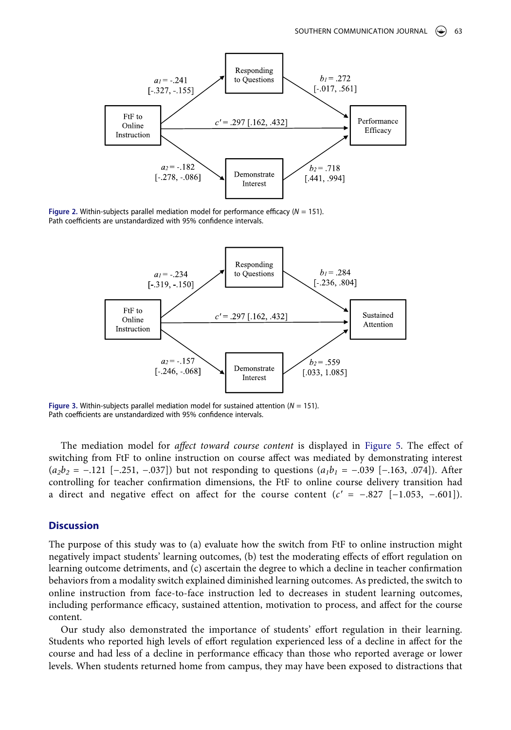Figure 2. Within-subjects parallel mediation model for performance efficacy ($N$ = 151).
Path coefficients are unstandardized with 95% confidence intervals.

Figure 3. Within-subjects parallel mediation model for sustained attention ($N$ = 151).
Path coefficients are unstandardized with 95% confidence intervals.

The mediation model for *affect toward course content* is displayed in Figure 5. The effect of switching from FtF to online instruction on course affect was mediated by demonstrating interest ($a_2b_2$ = −.121 [−.251, −.037]) but not responding to questions ($a_1b_1$ = −.039 [−.163, .074]). After controlling for teacher confirmation dimensions, the FtF to online course delivery transition had a direct and negative effect on affect for the course content ($c'$ = −.827 [−1.053, −.601]).

## Discussion

The purpose of this study was to (a) evaluate how the switch from FtF to online instruction might negatively impact students' learning outcomes, (b) test the moderating effects of effort regulation on learning outcome detriments, and (c) ascertain the degree to which a decline in teacher confirmation behaviors from a modality switch explained diminished learning outcomes. As predicted, the switch to online instruction from face-to-face instruction led to decreases in student learning outcomes, including performance efficacy, sustained attention, motivation to process, and affect for the course content.

Our study also demonstrated the importance of students' effort regulation in their learning. Students who reported high levels of effort regulation experienced less of a decline in affect for the course and had less of a decline in performance efficacy than those who reported average or lower levels. When students returned home from campus, they may have been exposed to distractions that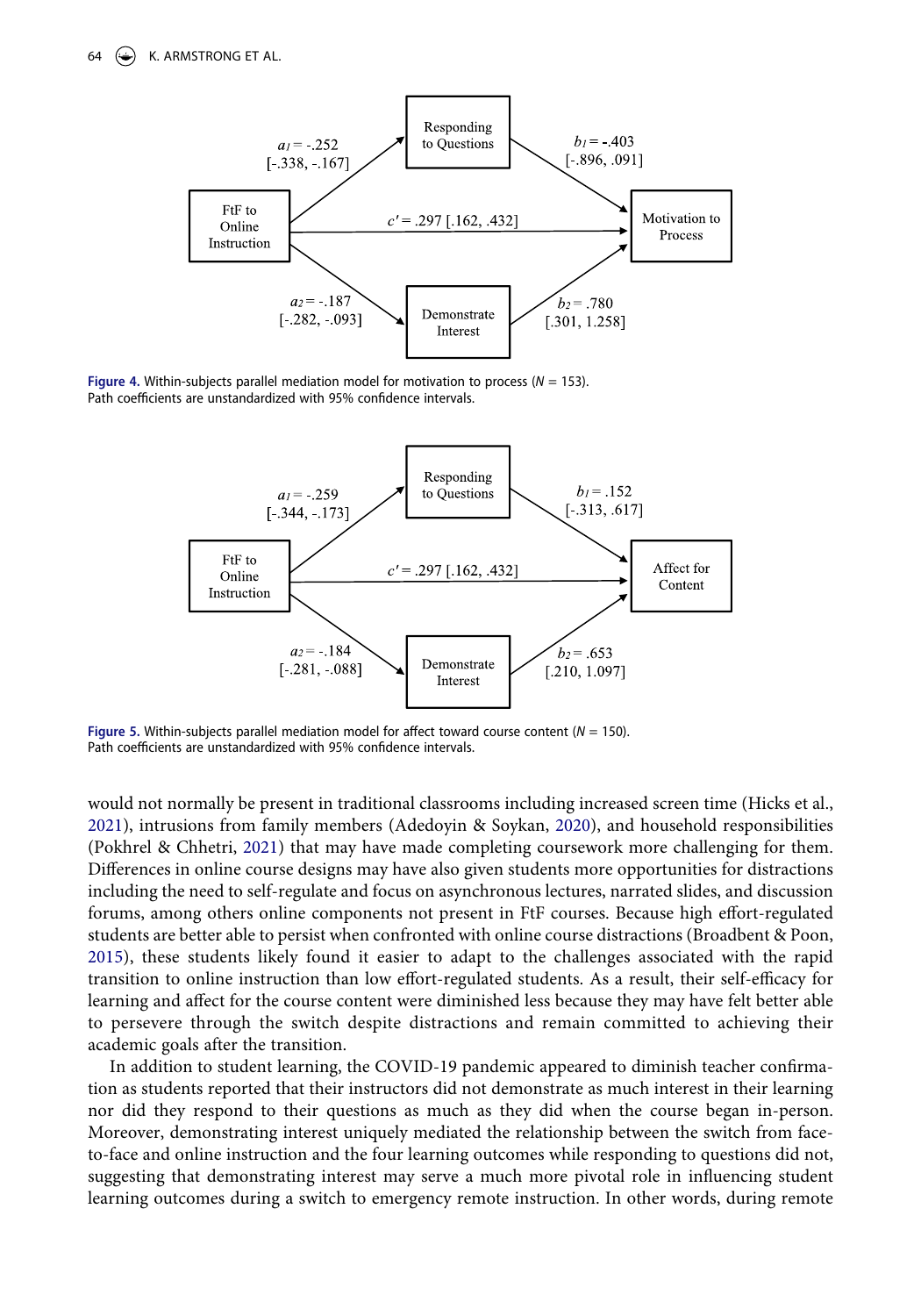**Figure 4.** Within-subjects parallel mediation model for motivation to process ($N$ = 153). Path coefficients are unstandardized with 95% confidence intervals.

**Figure 5.** Within-subjects parallel mediation model for affect toward course content ($N$ = 150). Path coefficients are unstandardized with 95% confidence intervals.

would not normally be present in traditional classrooms including increased screen time (Hicks et al., 2021), intrusions from family members (Adedoyin & Soykan, 2020), and household responsibilities (Pokhrel & Chhetri, 2021) that may have made completing coursework more challenging for them. Differences in online course designs may have also given students more opportunities for distractions including the need to self-regulate and focus on asynchronous lectures, narrated slides, and discussion forums, among others online components not present in FtF courses. Because high effort-regulated students are better able to persist when confronted with online course distractions (Broadbent & Poon, 2015), these students likely found it easier to adapt to the challenges associated with the rapid transition to online instruction than low effort-regulated students. As a result, their self-efficacy for learning and affect for the course content were diminished less because they may have felt better able to persevere through the switch despite distractions and remain committed to achieving their academic goals after the transition.

In addition to student learning, the COVID-19 pandemic appeared to diminish teacher confirmation as students reported that their instructors did not demonstrate as much interest in their learning nor did they respond to their questions as much as they did when the course began in-person. Moreover, demonstrating interest uniquely mediated the relationship between the switch from face-to-face and online instruction and the four learning outcomes while responding to questions did not, suggesting that demonstrating interest may serve a much more pivotal role in influencing student learning outcomes during a switch to emergency remote instruction. In other words, during remote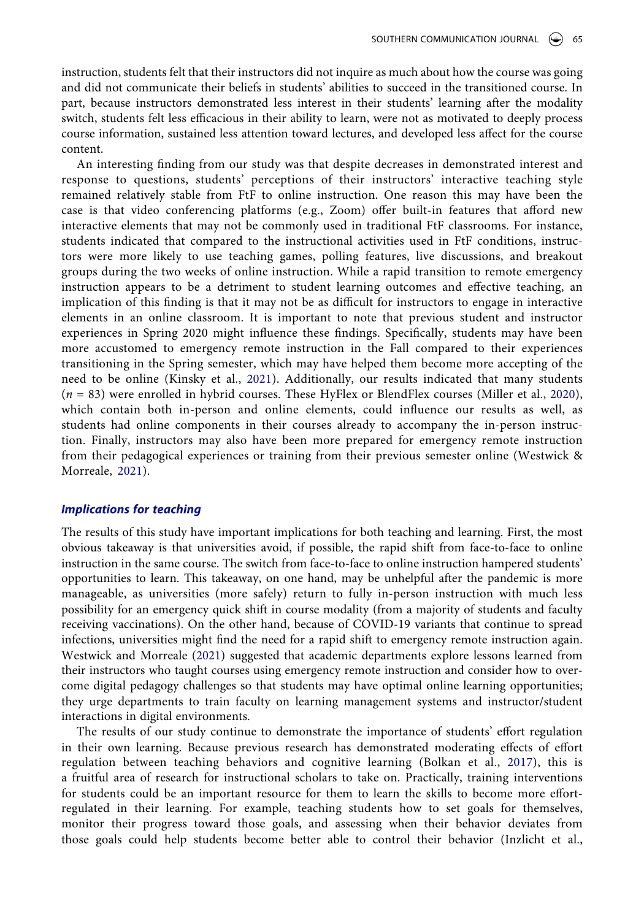instruction, students felt that their instructors did not inquire as much about how the course was going and did not communicate their beliefs in students' abilities to succeed in the transitioned course. In part, because instructors demonstrated less interest in their students' learning after the modality switch, students felt less efficacious in their ability to learn, were not as motivated to deeply process course information, sustained less attention toward lectures, and developed less affect for the course content.

An interesting finding from our study was that despite decreases in demonstrated interest and response to questions, students' perceptions of their instructors' interactive teaching style remained relatively stable from FtF to online instruction. One reason this may have been the case is that video conferencing platforms (e.g., Zoom) offer built-in features that afford new interactive elements that may not be commonly used in traditional FtF classrooms. For instance, students indicated that compared to the instructional activities used in FtF conditions, instructors were more likely to use teaching games, polling features, live discussions, and breakout groups during the two weeks of online instruction. While a rapid transition to remote emergency instruction appears to be a detriment to student learning outcomes and effective teaching, an implication of this finding is that it may not be as difficult for instructors to engage in interactive elements in an online classroom. It is important to note that previous student and instructor experiences in Spring 2020 might influence these findings. Specifically, students may have been more accustomed to emergency remote instruction in the Fall compared to their experiences transitioning in the Spring semester, which may have helped them become more accepting of the need to be online (Kinsky et al., 2021). Additionally, our results indicated that many students ($n$ = 83) were enrolled in hybrid courses. These HyFlex or BlendFlex courses (Miller et al., 2020), which contain both in-person and online elements, could influence our results as well, as students had online components in their courses already to accompany the in-person instruction. Finally, instructors may also have been more prepared for emergency remote instruction from their pedagogical experiences or training from their previous semester online (Westwick & Morreale, 2021).

### *Implications for teaching*

The results of this study have important implications for both teaching and learning. First, the most obvious takeaway is that universities avoid, if possible, the rapid shift from face-to-face to online instruction in the same course. The switch from face-to-face to online instruction hampered students' opportunities to learn. This takeaway, on one hand, may be unhelpful after the pandemic is more manageable, as universities (more safely) return to fully in-person instruction with much less possibility for an emergency quick shift in course modality (from a majority of students and faculty receiving vaccinations). On the other hand, because of COVID-19 variants that continue to spread infections, universities might find the need for a rapid shift to emergency remote instruction again. Westwick and Morreale (2021) suggested that academic departments explore lessons learned from their instructors who taught courses using emergency remote instruction and consider how to overcome digital pedagogy challenges so that students may have optimal online learning opportunities; they urge departments to train faculty on learning management systems and instructor/student interactions in digital environments.

The results of our study continue to demonstrate the importance of students' effort regulation in their own learning. Because previous research has demonstrated moderating effects of effort regulation between teaching behaviors and cognitive learning (Bolkan et al., 2017), this is a fruitful area of research for instructional scholars to take on. Practically, training interventions for students could be an important resource for them to learn the skills to become more effort-regulated in their learning. For example, teaching students how to set goals for themselves, monitor their progress toward those goals, and assessing when their behavior deviates from those goals could help students become better able to control their behavior (Inzlicht et al.,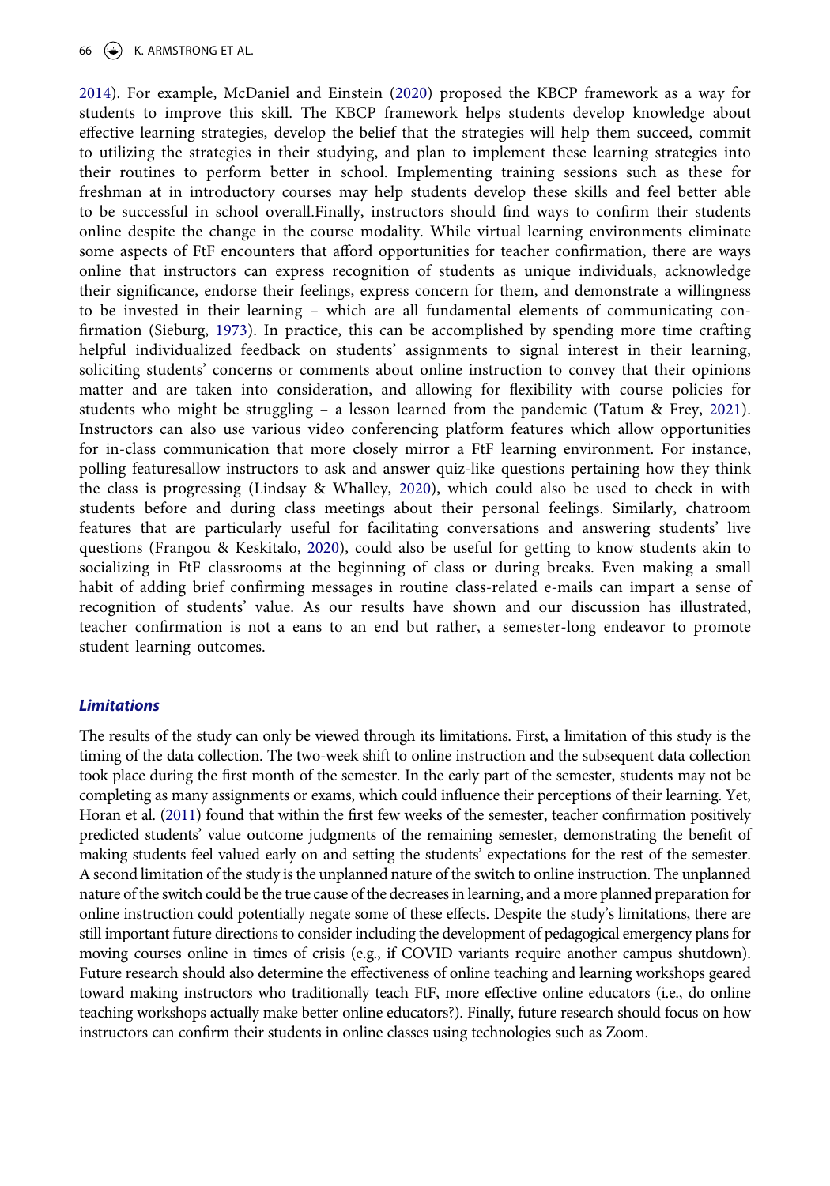2014). For example, McDaniel and Einstein (2020) proposed the KBCP framework as a way for students to improve this skill. The KBCP framework helps students develop knowledge about effective learning strategies, develop the belief that the strategies will help them succeed, commit to utilizing the strategies in their studying, and plan to implement these learning strategies into their routines to perform better in school. Implementing training sessions such as these for freshman at in introductory courses may help students develop these skills and feel better able to be successful in school overall.Finally, instructors should find ways to confirm their students online despite the change in the course modality. While virtual learning environments eliminate some aspects of FtF encounters that afford opportunities for teacher confirmation, there are ways online that instructors can express recognition of students as unique individuals, acknowledge their significance, endorse their feelings, express concern for them, and demonstrate a willingness to be invested in their learning – which are all fundamental elements of communicating confirmation (Sieburg, 1973). In practice, this can be accomplished by spending more time crafting helpful individualized feedback on students' assignments to signal interest in their learning, soliciting students' concerns or comments about online instruction to convey that their opinions matter and are taken into consideration, and allowing for flexibility with course policies for students who might be struggling – a lesson learned from the pandemic (Tatum & Frey, 2021). Instructors can also use various video conferencing platform features which allow opportunities for in-class communication that more closely mirror a FtF learning environment. For instance, polling featuresallow instructors to ask and answer quiz-like questions pertaining how they think the class is progressing (Lindsay & Whalley, 2020), which could also be used to check in with students before and during class meetings about their personal feelings. Similarly, chatroom features that are particularly useful for facilitating conversations and answering students' live questions (Frangou & Keskitalo, 2020), could also be useful for getting to know students akin to socializing in FtF classrooms at the beginning of class or during breaks. Even making a small habit of adding brief confirming messages in routine class-related e-mails can impart a sense of recognition of students' value. As our results have shown and our discussion has illustrated, teacher confirmation is not a eans to an end but rather, a semester-long endeavor to promote student learning outcomes.

### *Limitations*

The results of the study can only be viewed through its limitations. First, a limitation of this study is the timing of the data collection. The two-week shift to online instruction and the subsequent data collection took place during the first month of the semester. In the early part of the semester, students may not be completing as many assignments or exams, which could influence their perceptions of their learning. Yet, Horan et al. (2011) found that within the first few weeks of the semester, teacher confirmation positively predicted students' value outcome judgments of the remaining semester, demonstrating the benefit of making students feel valued early on and setting the students' expectations for the rest of the semester. A second limitation of the study is the unplanned nature of the switch to online instruction. The unplanned nature of the switch could be the true cause of the decreases in learning, and a more planned preparation for online instruction could potentially negate some of these effects. Despite the study's limitations, there are still important future directions to consider including the development of pedagogical emergency plans for moving courses online in times of crisis (e.g., if COVID variants require another campus shutdown). Future research should also determine the effectiveness of online teaching and learning workshops geared toward making instructors who traditionally teach FtF, more effective online educators (i.e., do online teaching workshops actually make better online educators?). Finally, future research should focus on how instructors can confirm their students in online classes using technologies such as Zoom.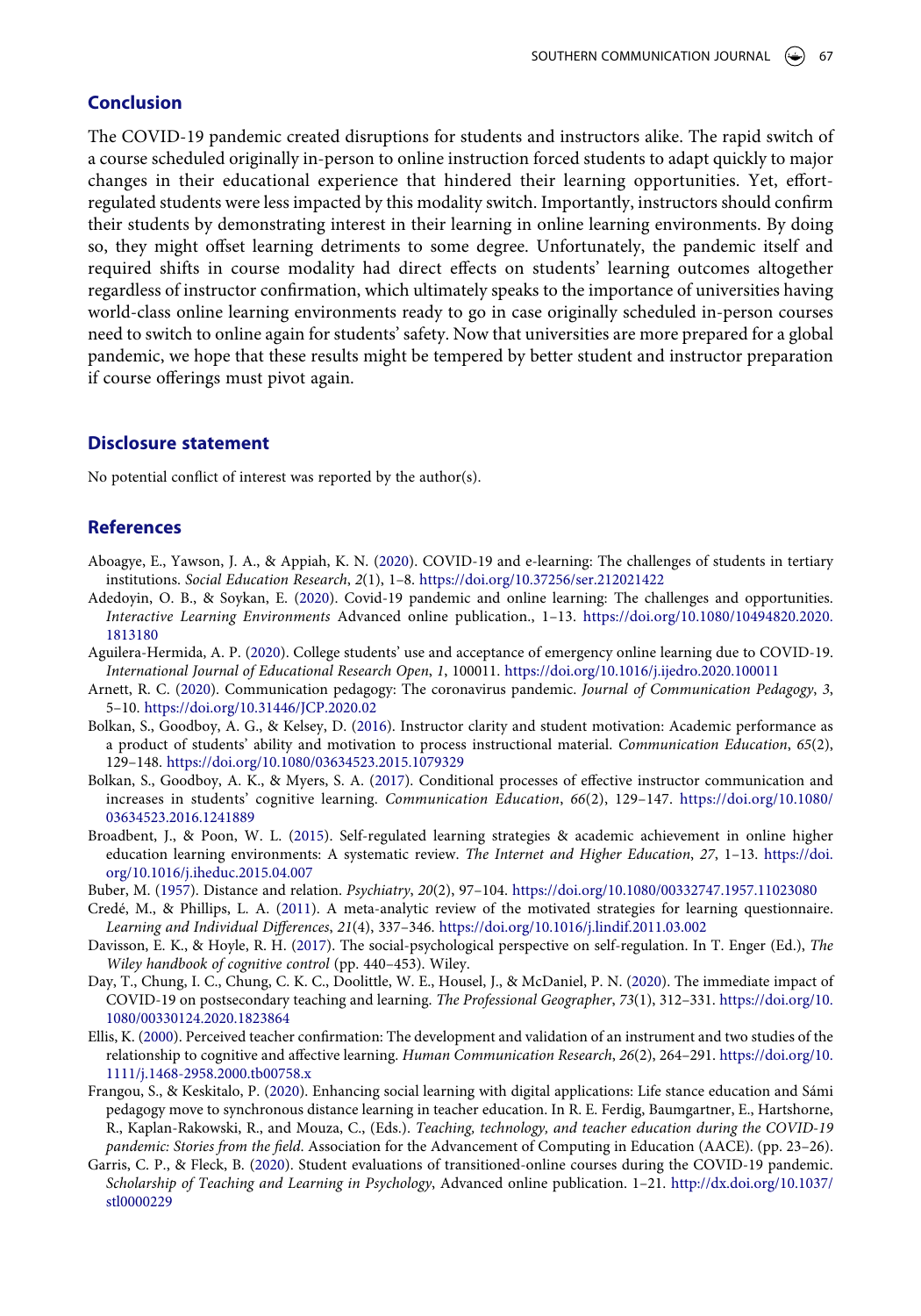## Conclusion

The COVID-19 pandemic created disruptions for students and instructors alike. The rapid switch of a course scheduled originally in-person to online instruction forced students to adapt quickly to major changes in their educational experience that hindered their learning opportunities. Yet, effort-regulated students were less impacted by this modality switch. Importantly, instructors should confirm their students by demonstrating interest in their learning in online learning environments. By doing so, they might offset learning detriments to some degree. Unfortunately, the pandemic itself and required shifts in course modality had direct effects on students' learning outcomes altogether regardless of instructor confirmation, which ultimately speaks to the importance of universities having world-class online learning environments ready to go in case originally scheduled in-person courses need to switch to online again for students' safety. Now that universities are more prepared for a global pandemic, we hope that these results might be tempered by better student and instructor preparation if course offerings must pivot again.

## Disclosure statement

No potential conflict of interest was reported by the author(s).

## References

Aboagye, E., Yawson, J. A., & Appiah, K. N. (2020). COVID-19 and e-learning: The challenges of students in tertiary institutions. *Social Education Research*, *2*(1), 1–8. https://doi.org/10.37256/ser.212021422

Adedoyin, O. B., & Soykan, E. (2020). Covid-19 pandemic and online learning: The challenges and opportunities. *Interactive Learning Environments* Advanced online publication., 1–13. https://doi.org/10.1080/10494820.2020.1813180

Aguilera-Hermida, A. P. (2020). College students' use and acceptance of emergency online learning due to COVID-19. *International Journal of Educational Research Open*, *1*, 100011. https://doi.org/10.1016/j.ijedro.2020.100011

Arnett, R. C. (2020). Communication pedagogy: The coronavirus pandemic. *Journal of Communication Pedagogy*, *3*, 5–10. https://doi.org/10.31446/JCP.2020.02

Bolkan, S., Goodboy, A. G., & Kelsey, D. (2016). Instructor clarity and student motivation: Academic performance as a product of students' ability and motivation to process instructional material. *Communication Education*, *65*(2), 129–148. https://doi.org/10.1080/03634523.2015.1079329

Bolkan, S., Goodboy, A. K., & Myers, S. A. (2017). Conditional processes of effective instructor communication and increases in students' cognitive learning. *Communication Education*, *66*(2), 129–147. https://doi.org/10.1080/03634523.2016.1241889

Broadbent, J., & Poon, W. L. (2015). Self-regulated learning strategies & academic achievement in online higher education learning environments: A systematic review. *The Internet and Higher Education*, *27*, 1–13. https://doi.org/10.1016/j.iheduc.2015.04.007

Buber, M. (1957). Distance and relation. *Psychiatry*, *20*(2), 97–104. https://doi.org/10.1080/00332747.1957.11023080

Credé, M., & Phillips, L. A. (2011). A meta-analytic review of the motivated strategies for learning questionnaire. *Learning and Individual Differences*, *21*(4), 337–346. https://doi.org/10.1016/j.lindif.2011.03.002

Davisson, E. K., & Hoyle, R. H. (2017). The social-psychological perspective on self-regulation. In T. Enger (Ed.), *The Wiley handbook of cognitive control* (pp. 440–453). Wiley.

Day, T., Chung, I. C., Chung, C. K. C., Doolittle, W. E., Housel, J., & McDaniel, P. N. (2020). The immediate impact of COVID-19 on postsecondary teaching and learning. *The Professional Geographer*, *73*(1), 312–331. https://doi.org/10.1080/00330124.2020.1823864

Ellis, K. (2000). Perceived teacher confirmation: The development and validation of an instrument and two studies of the relationship to cognitive and affective learning. *Human Communication Research*, *26*(2), 264–291. https://doi.org/10.1111/j.1468-2958.2000.tb00758.x

Frangou, S., & Keskitalo, P. (2020). Enhancing social learning with digital applications: Life stance education and Sámi pedagogy move to synchronous distance learning in teacher education. In R. E. Ferdig, Baumgartner, E., Hartshorne, R., Kaplan-Rakowski, R., and Mouza, C., (Eds.). *Teaching, technology, and teacher education during the COVID-19 pandemic: Stories from the field*. Association for the Advancement of Computing in Education (AACE). (pp. 23–26).

Garris, C. P., & Fleck, B. (2020). Student evaluations of transitioned-online courses during the COVID-19 pandemic. *Scholarship of Teaching and Learning in Psychology*, Advanced online publication. 1–21. http://dx.doi.org/10.1037/stl0000229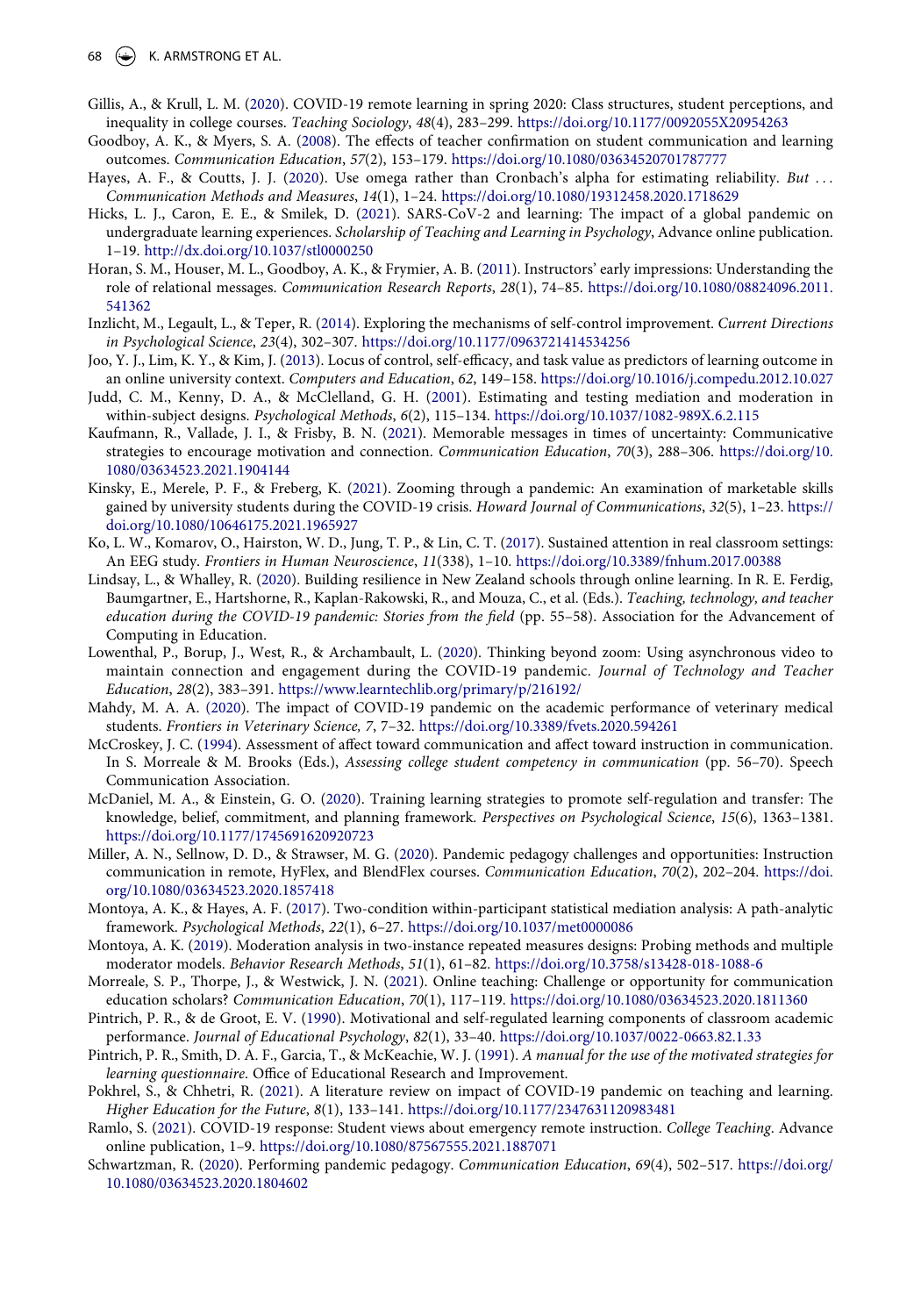Gillis, A., & Krull, L. M. (2020). COVID-19 remote learning in spring 2020: Class structures, student perceptions, and inequality in college courses. *Teaching Sociology*, *48*(4), 283–299. https://doi.org/10.1177/0092055X20954263

Goodboy, A. K., & Myers, S. A. (2008). The effects of teacher confirmation on student communication and learning outcomes. *Communication Education*, *57*(2), 153–179. https://doi.org/10.1080/03634520701787777

Hayes, A. F., & Coutts, J. J. (2020). Use omega rather than Cronbach's alpha for estimating reliability. *But* ... *Communication Methods and Measures*, *14*(1), 1–24. https://doi.org/10.1080/19312458.2020.1718629

Hicks, L. J., Caron, E. E., & Smilek, D. (2021). SARS-CoV-2 and learning: The impact of a global pandemic on undergraduate learning experiences. *Scholarship of Teaching and Learning in Psychology*, Advance online publication. 1–19. http://dx.doi.org/10.1037/stl0000250

Horan, S. M., Houser, M. L., Goodboy, A. K., & Frymier, A. B. (2011). Instructors' early impressions: Understanding the role of relational messages. *Communication Research Reports*, *28*(1), 74–85. https://doi.org/10.1080/08824096.2011.541362

Inzlicht, M., Legault, L., & Teper, R. (2014). Exploring the mechanisms of self-control improvement. *Current Directions in Psychological Science*, *23*(4), 302–307. https://doi.org/10.1177/0963721414534256

Joo, Y. J., Lim, K. Y., & Kim, J. (2013). Locus of control, self-efficacy, and task value as predictors of learning outcome in an online university context. *Computers and Education*, *62*, 149–158. https://doi.org/10.1016/j.compedu.2012.10.027

Judd, C. M., Kenny, D. A., & McClelland, G. H. (2001). Estimating and testing mediation and moderation in within-subject designs. *Psychological Methods*, *6*(2), 115–134. https://doi.org/10.1037/1082-989X.6.2.115

Kaufmann, R., Vallade, J. I., & Frisby, B. N. (2021). Memorable messages in times of uncertainty: Communicative strategies to encourage motivation and connection. *Communication Education*, *70*(3), 288–306. https://doi.org/10.1080/03634523.2021.1904144

Kinsky, E., Merele, P. F., & Freberg, K. (2021). Zooming through a pandemic: An examination of marketable skills gained by university students during the COVID-19 crisis. *Howard Journal of Communications*, *32*(5), 1–23. https://doi.org/10.1080/10646175.2021.1965927

Ko, L. W., Komarov, O., Hairston, W. D., Jung, T. P., & Lin, C. T. (2017). Sustained attention in real classroom settings: An EEG study. *Frontiers in Human Neuroscience*, *11*(338), 1–10. https://doi.org/10.3389/fnhum.2017.00388

Lindsay, L., & Whalley, R. (2020). Building resilience in New Zealand schools through online learning. In R. E. Ferdig, Baumgartner, E., Hartshorne, R., Kaplan-Rakowski, R., and Mouza, C., et al. (Eds.). *Teaching, technology, and teacher education during the COVID-19 pandemic: Stories from the field* (pp. 55–58). Association for the Advancement of Computing in Education.

Lowenthal, P., Borup, J., West, R., & Archambault, L. (2020). Thinking beyond zoom: Using asynchronous video to maintain connection and engagement during the COVID-19 pandemic. *Journal of Technology and Teacher Education*, *28*(2), 383–391. https://www.learntechlib.org/primary/p/216192/

Mahdy, M. A. A. (2020). The impact of COVID-19 pandemic on the academic performance of veterinary medical students. *Frontiers in Veterinary Science, 7*, 7–32. https://doi.org/10.3389/fvets.2020.594261

McCroskey, J. C. (1994). Assessment of affect toward communication and affect toward instruction in communication. In S. Morreale & M. Brooks (Eds.), *Assessing college student competency in communication* (pp. 56–70). Speech Communication Association.

McDaniel, M. A., & Einstein, G. O. (2020). Training learning strategies to promote self-regulation and transfer: The knowledge, belief, commitment, and planning framework. *Perspectives on Psychological Science*, *15*(6), 1363–1381. https://doi.org/10.1177/1745691620920723

Miller, A. N., Sellnow, D. D., & Strawser, M. G. (2020). Pandemic pedagogy challenges and opportunities: Instruction communication in remote, HyFlex, and BlendFlex courses. *Communication Education*, *70*(2), 202–204. https://doi.org/10.1080/03634523.2020.1857418

Montoya, A. K., & Hayes, A. F. (2017). Two-condition within-participant statistical mediation analysis: A path-analytic framework. *Psychological Methods*, *22*(1), 6–27. https://doi.org/10.1037/met0000086

Montoya, A. K. (2019). Moderation analysis in two-instance repeated measures designs: Probing methods and multiple moderator models. *Behavior Research Methods*, *51*(1), 61–82. https://doi.org/10.3758/s13428-018-1088-6

Morreale, S. P., Thorpe, J., & Westwick, J. N. (2021). Online teaching: Challenge or opportunity for communication education scholars? *Communication Education*, *70*(1), 117–119. https://doi.org/10.1080/03634523.2020.1811360

Pintrich, P. R., & de Groot, E. V. (1990). Motivational and self-regulated learning components of classroom academic performance. *Journal of Educational Psychology*, *82*(1), 33–40. https://doi.org/10.1037/0022-0663.82.1.33

Pintrich, P. R., Smith, D. A. F., Garcia, T., & McKeachie, W. J. (1991). *A manual for the use of the motivated strategies for learning questionnaire*. Office of Educational Research and Improvement.

Pokhrel, S., & Chhetri, R. (2021). A literature review on impact of COVID-19 pandemic on teaching and learning. *Higher Education for the Future*, *8*(1), 133–141. https://doi.org/10.1177/2347631120983481

Ramlo, S. (2021). COVID-19 response: Student views about emergency remote instruction. *College Teaching*. Advance online publication, 1–9. https://doi.org/10.1080/87567555.2021.1887071

Schwartzman, R. (2020). Performing pandemic pedagogy. *Communication Education*, *69*(4), 502–517. https://doi.org/10.1080/03634523.2020.1804602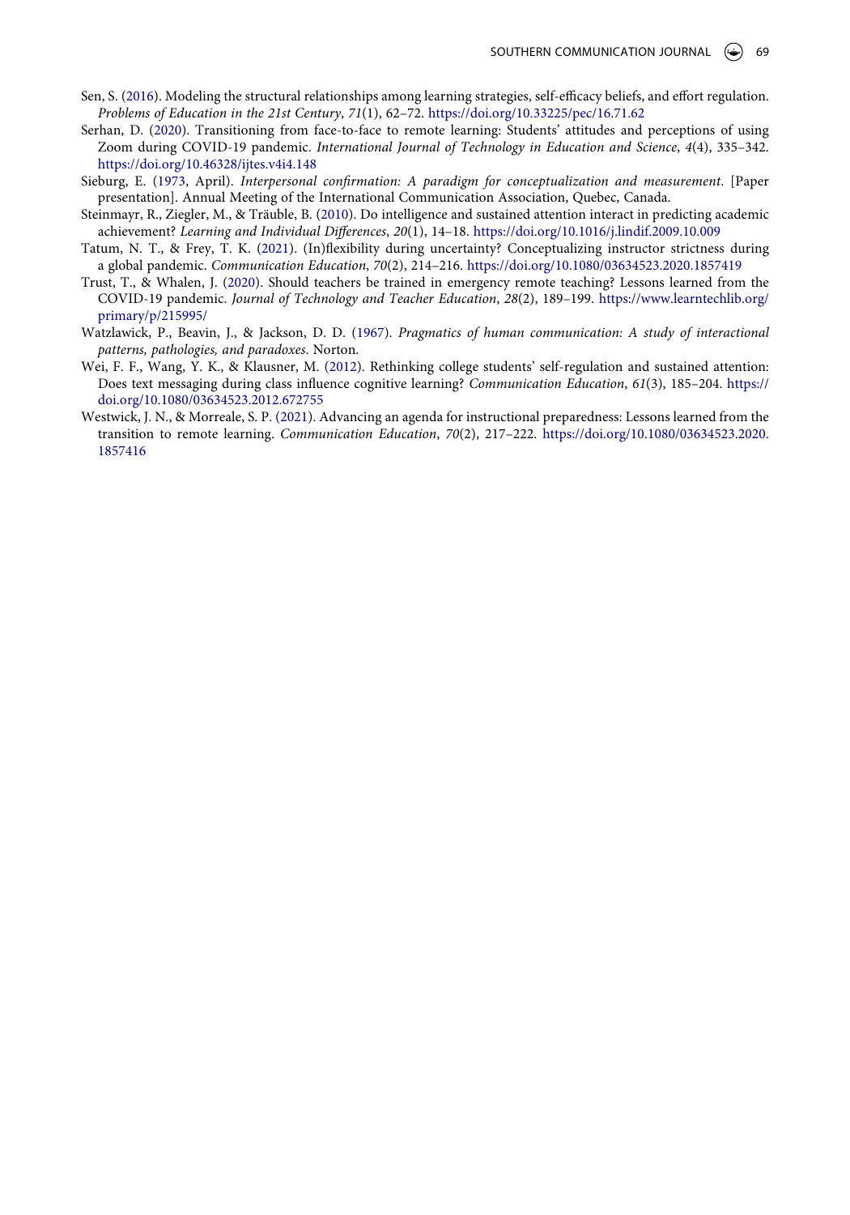Sen, S. (2016). Modeling the structural relationships among learning strategies, self-efficacy beliefs, and effort regulation. *Problems of Education in the 21st Century*, *71*(1), 62–72. https://doi.org/10.33225/pec/16.71.62

Serhan, D. (2020). Transitioning from face-to-face to remote learning: Students' attitudes and perceptions of using Zoom during COVID-19 pandemic. *International Journal of Technology in Education and Science*, *4*(4), 335–342. https://doi.org/10.46328/ijtes.v4i4.148

Sieburg, E. (1973, April). *Interpersonal confirmation: A paradigm for conceptualization and measurement*. [Paper presentation]. Annual Meeting of the International Communication Association, Quebec, Canada.

Steinmayr, R., Ziegler, M., & Träuble, B. (2010). Do intelligence and sustained attention interact in predicting academic achievement? *Learning and Individual Differences*, *20*(1), 14–18. https://doi.org/10.1016/j.lindif.2009.10.009

Tatum, N. T., & Frey, T. K. (2021). (In)flexibility during uncertainty? Conceptualizing instructor strictness during a global pandemic. *Communication Education*, *70*(2), 214–216. https://doi.org/10.1080/03634523.2020.1857419

Trust, T., & Whalen, J. (2020). Should teachers be trained in emergency remote teaching? Lessons learned from the COVID-19 pandemic. *Journal of Technology and Teacher Education*, *28*(2), 189–199. https://www.learntechlib.org/primary/p/215995/

Watzlawick, P., Beavin, J., & Jackson, D. D. (1967). *Pragmatics of human communication: A study of interactional patterns, pathologies, and paradoxes*. Norton.

Wei, F. F., Wang, Y. K., & Klausner, M. (2012). Rethinking college students' self-regulation and sustained attention: Does text messaging during class influence cognitive learning? *Communication Education*, *61*(3), 185–204. https://doi.org/10.1080/03634523.2012.672755

Westwick, J. N., & Morreale, S. P. (2021). Advancing an agenda for instructional preparedness: Lessons learned from the transition to remote learning. *Communication Education*, *70*(2), 217–222. https://doi.org/10.1080/03634523.2020.1857416